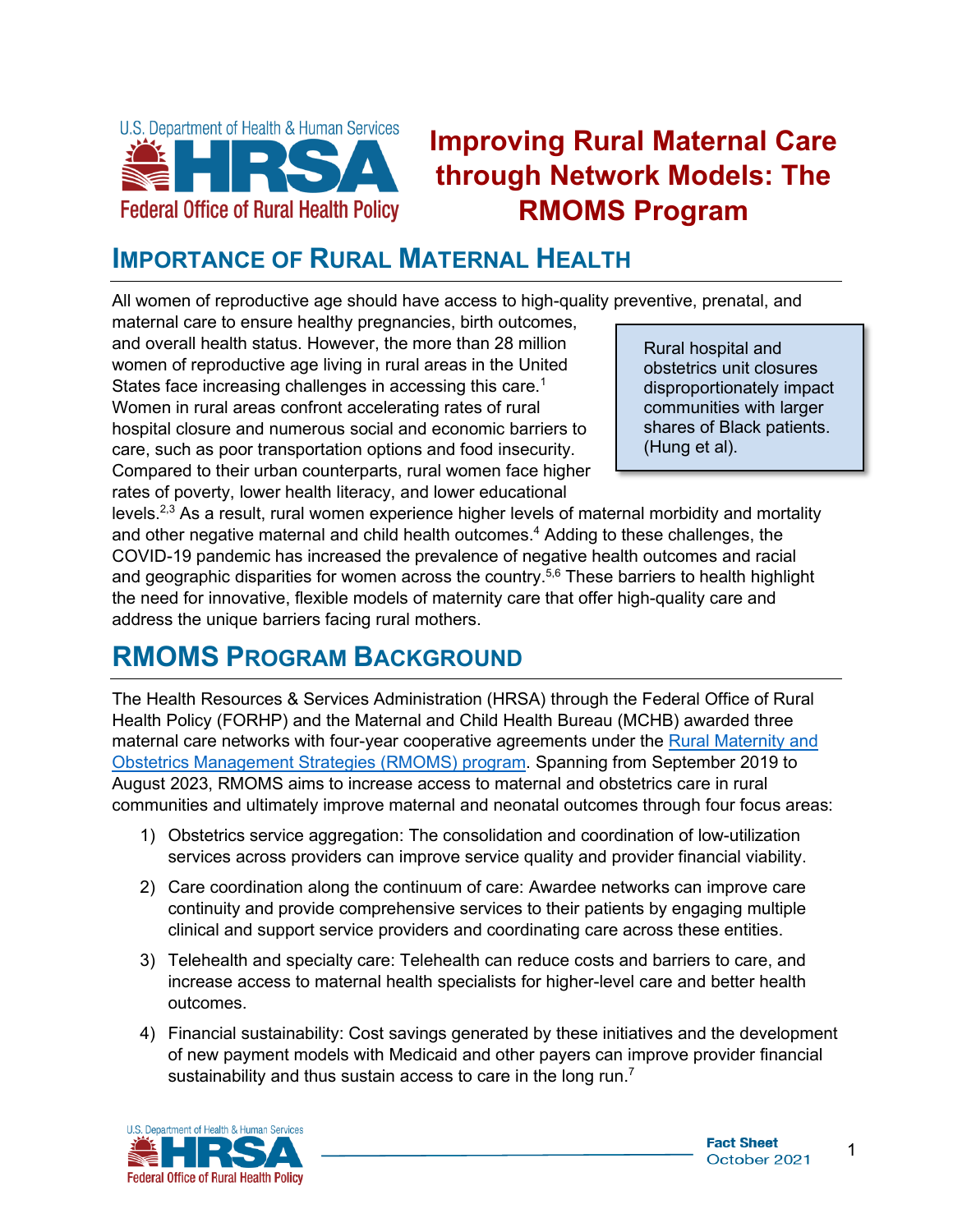# Improving Rural Maternal Care through Network Models: The RMOMS Program

## Importance of Rural Maternal Health

All women of reproductive age should have access to high-quality preventive, prenatal, and maternal care to ensure healthy pregnancies, birth outcomes, and overall health status. However, the more than 28 million women of reproductive age living in rural areas in the United States face increasing challenges in accessing this care.[1] Women in rural areas confront accelerating rates of rural hospital closure and numerous social and economic barriers to care, such as poor transportation options and food insecurity. Compared to their urban counterparts, rural women face higher rates of poverty, lower health literacy, and lower educational levels.[2,3] As a result, rural women experience higher levels of maternal morbidity and mortality and other negative maternal and child health outcomes.[4] Adding to these challenges, the COVID-19 pandemic has increased the prevalence of negative health outcomes and racial and geographic disparities for women across the country.[5,6] These barriers to health highlight the need for innovative, flexible models of maternity care that offer high-quality care and address the unique barriers facing rural mothers.

> Rural hospital and obstetrics unit closures disproportionately impact communities with larger shares of Black patients. (Hung et al).

## RMOMS Program Background

The Health Resources & Services Administration (HRSA) through the Federal Office of Rural Health Policy (FORHP) and the Maternal and Child Health Bureau (MCHB) awarded three maternal care networks with four-year cooperative agreements under the Rural Maternity and Obstetrics Management Strategies (RMOMS) program. Spanning from September 2019 to August 2023, RMOMS aims to increase access to maternal and obstetrics care in rural communities and ultimately improve maternal and neonatal outcomes through four focus areas:

1) Obstetrics service aggregation: The consolidation and coordination of low-utilization services across providers can improve service quality and provider financial viability.
2) Care coordination along the continuum of care: Awardee networks can improve care continuity and provide comprehensive services to their patients by engaging multiple clinical and support service providers and coordinating care across these entities.
3) Telehealth and specialty care: Telehealth can reduce costs and barriers to care, and increase access to maternal health specialists for higher-level care and better health outcomes.
4) Financial sustainability: Cost savings generated by these initiatives and the development of new payment models with Medicaid and other payers can improve provider financial sustainability and thus sustain access to care in the long run.[7]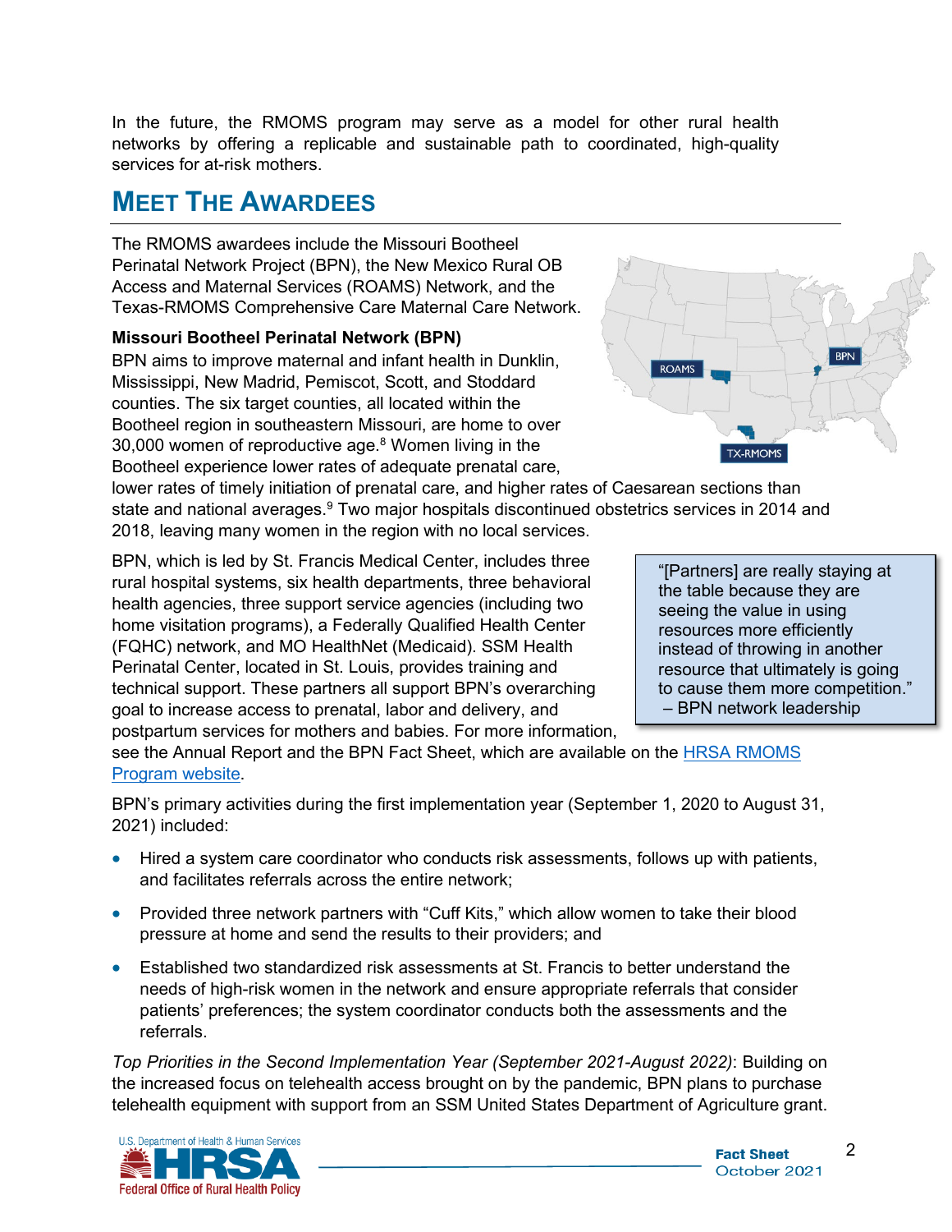In the future, the RMOMS program may serve as a model for other rural health networks by offering a replicable and sustainable path to coordinated, high-quality services for at-risk mothers.

## Meet the Awardees

The RMOMS awardees include the Missouri Bootheel Perinatal Network Project (BPN), the New Mexico Rural OB Access and Maternal Services (ROAMS) Network, and the Texas-RMOMS Comprehensive Care Maternal Care Network.

### Missouri Bootheel Perinatal Network (BPN)

BPN aims to improve maternal and infant health in Dunklin, Mississippi, New Madrid, Pemiscot, Scott, and Stoddard counties. The six target counties, all located within the Bootheel region in southeastern Missouri, are home to over 30,000 women of reproductive age.[8] Women living in the Bootheel experience lower rates of adequate prenatal care, lower rates of timely initiation of prenatal care, and higher rates of Caesarean sections than state and national averages.[9] Two major hospitals discontinued obstetrics services in 2014 and 2018, leaving many women in the region with no local services.

BPN, which is led by St. Francis Medical Center, includes three rural hospital systems, six health departments, three behavioral health agencies, three support service agencies (including two home visitation programs), a Federally Qualified Health Center (FQHC) network, and MO HealthNet (Medicaid). SSM Health Perinatal Center, located in St. Louis, provides training and technical support. These partners all support BPN's overarching goal to increase access to prenatal, labor and delivery, and postpartum services for mothers and babies. For more information, see the Annual Report and the BPN Fact Sheet, which are available on the HRSA RMOMS Program website.

> "[Partners] are really staying at the table because they are seeing the value in using resources more efficiently instead of throwing in another resource that ultimately is going to cause them more competition."
> – BPN network leadership

BPN's primary activities during the first implementation year (September 1, 2020 to August 31, 2021) included:

- Hired a system care coordinator who conducts risk assessments, follows up with patients, and facilitates referrals across the entire network;
- Provided three network partners with "Cuff Kits," which allow women to take their blood pressure at home and send the results to their providers; and
- Established two standardized risk assessments at St. Francis to better understand the needs of high-risk women in the network and ensure appropriate referrals that consider patients' preferences; the system coordinator conducts both the assessments and the referrals.

*Top Priorities in the Second Implementation Year (September 2021-August 2022)*: Building on the increased focus on telehealth access brought on by the pandemic, BPN plans to purchase telehealth equipment with support from an SSM United States Department of Agriculture grant.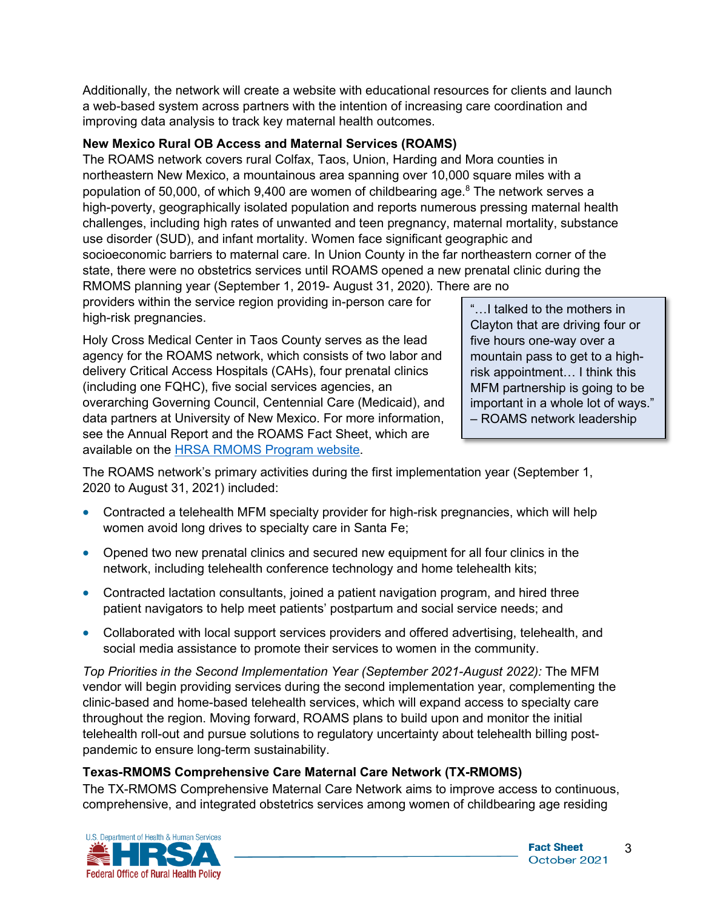Additionally, the network will create a website with educational resources for clients and launch a web-based system across partners with the intention of increasing care coordination and improving data analysis to track key maternal health outcomes.

### New Mexico Rural OB Access and Maternal Services (ROAMS)

The ROAMS network covers rural Colfax, Taos, Union, Harding and Mora counties in northeastern New Mexico, a mountainous area spanning over 10,000 square miles with a population of 50,000, of which 9,400 are women of childbearing age.[8] The network serves a high-poverty, geographically isolated population and reports numerous pressing maternal health challenges, including high rates of unwanted and teen pregnancy, maternal mortality, substance use disorder (SUD), and infant mortality. Women face significant geographic and socioeconomic barriers to maternal care. In Union County in the far northeastern corner of the state, there were no obstetrics services until ROAMS opened a new prenatal clinic during the RMOMS planning year (September 1, 2019- August 31, 2020). There are no providers within the service region providing in-person care for high-risk pregnancies.

Holy Cross Medical Center in Taos County serves as the lead agency for the ROAMS network, which consists of two labor and delivery Critical Access Hospitals (CAHs), four prenatal clinics (including one FQHC), five social services agencies, an overarching Governing Council, Centennial Care (Medicaid), and data partners at University of New Mexico. For more information, see the Annual Report and the ROAMS Fact Sheet, which are available on the [HRSA RMOMS Program website](HRSA RMOMS Program website).

> "…I talked to the mothers in Clayton that are driving four or five hours one-way over a mountain pass to get to a high-risk appointment… I think this MFM partnership is going to be important in a whole lot of ways." – ROAMS network leadership

The ROAMS network's primary activities during the first implementation year (September 1, 2020 to August 31, 2021) included:

- Contracted a telehealth MFM specialty provider for high-risk pregnancies, which will help women avoid long drives to specialty care in Santa Fe;
- Opened two new prenatal clinics and secured new equipment for all four clinics in the network, including telehealth conference technology and home telehealth kits;
- Contracted lactation consultants, joined a patient navigation program, and hired three patient navigators to help meet patients' postpartum and social service needs; and
- Collaborated with local support services providers and offered advertising, telehealth, and social media assistance to promote their services to women in the community.

*Top Priorities in the Second Implementation Year (September 2021-August 2022):* The MFM vendor will begin providing services during the second implementation year, complementing the clinic-based and home-based telehealth services, which will expand access to specialty care throughout the region. Moving forward, ROAMS plans to build upon and monitor the initial telehealth roll-out and pursue solutions to regulatory uncertainty about telehealth billing post-pandemic to ensure long-term sustainability.

### Texas-RMOMS Comprehensive Care Maternal Care Network (TX-RMOMS)

The TX-RMOMS Comprehensive Maternal Care Network aims to improve access to continuous, comprehensive, and integrated obstetrics services among women of childbearing age residing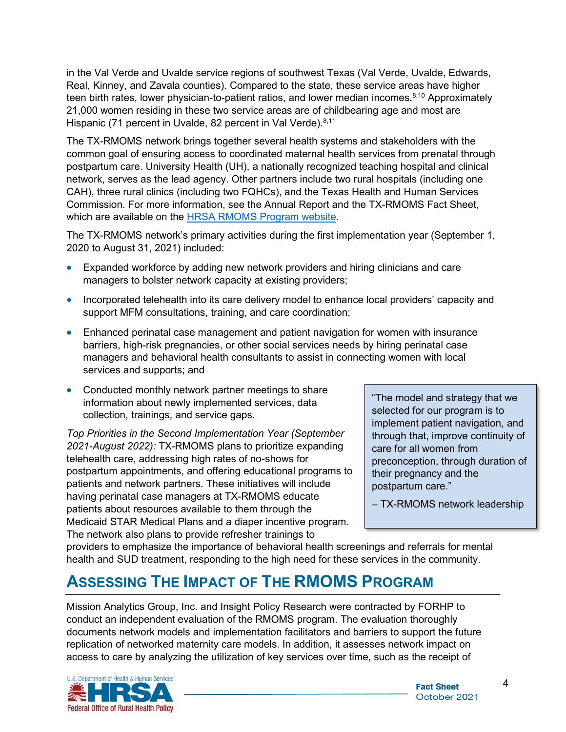in the Val Verde and Uvalde service regions of southwest Texas (Val Verde, Uvalde, Edwards, Real, Kinney, and Zavala counties). Compared to the state, these service areas have higher teen birth rates, lower physician-to-patient ratios, and lower median incomes.[8,10] Approximately 21,000 women residing in these two service areas are of childbearing age and most are Hispanic (71 percent in Uvalde, 82 percent in Val Verde).[8,11]

The TX-RMOMS network brings together several health systems and stakeholders with the common goal of ensuring access to coordinated maternal health services from prenatal through postpartum care. University Health (UH), a nationally recognized teaching hospital and clinical network, serves as the lead agency. Other partners include two rural hospitals (including one CAH), three rural clinics (including two FQHCs), and the Texas Health and Human Services Commission. For more information, see the Annual Report and the TX-RMOMS Fact Sheet, which are available on the [HRSA RMOMS Program website](#).

The TX-RMOMS network's primary activities during the first implementation year (September 1, 2020 to August 31, 2021) included:

- Expanded workforce by adding new network providers and hiring clinicians and care managers to bolster network capacity at existing providers;
- Incorporated telehealth into its care delivery model to enhance local providers' capacity and support MFM consultations, training, and care coordination;
- Enhanced perinatal case management and patient navigation for women with insurance barriers, high-risk pregnancies, or other social services needs by hiring perinatal case managers and behavioral health consultants to assist in connecting women with local services and supports; and
- Conducted monthly network partner meetings to share information about newly implemented services, data collection, trainings, and service gaps.

> "The model and strategy that we selected for our program is to implement patient navigation, and through that, improve continuity of care for all women from preconception, through duration of their pregnancy and the postpartum care."
>
> – TX-RMOMS network leadership

*Top Priorities in the Second Implementation Year (September 2021-August 2022):* TX-RMOMS plans to prioritize expanding telehealth care, addressing high rates of no-shows for postpartum appointments, and offering educational programs to patients and network partners. These initiatives will include having perinatal case managers at TX-RMOMS educate patients about resources available to them through the Medicaid STAR Medical Plans and a diaper incentive program. The network also plans to provide refresher trainings to providers to emphasize the importance of behavioral health screenings and referrals for mental health and SUD treatment, responding to the high need for these services in the community.

## Assessing The Impact of The RMOMS Program

Mission Analytics Group, Inc. and Insight Policy Research were contracted by FORHP to conduct an independent evaluation of the RMOMS program. The evaluation thoroughly documents network models and implementation facilitators and barriers to support the future replication of networked maternity care models. In addition, it assesses network impact on access to care by analyzing the utilization of key services over time, such as the receipt of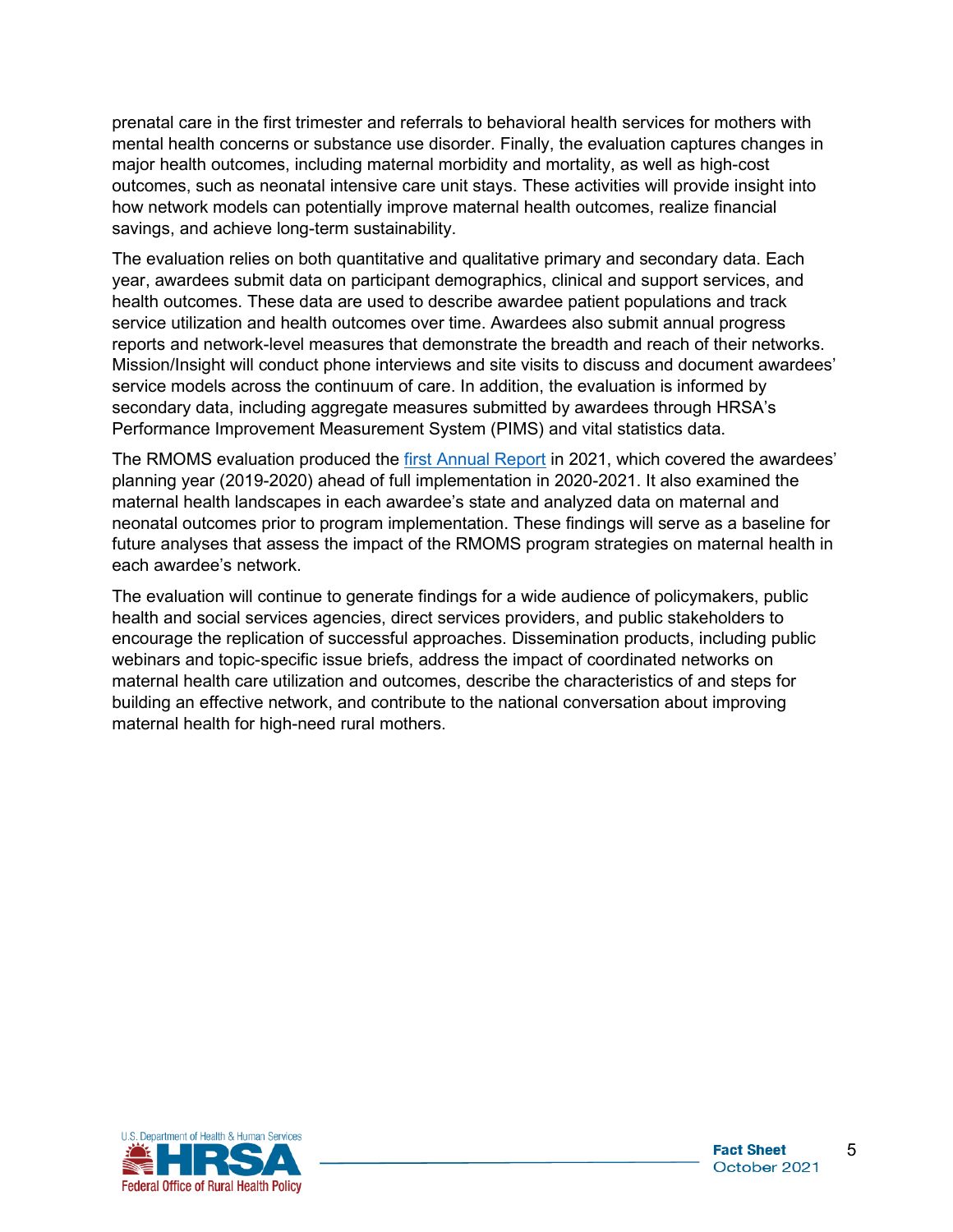prenatal care in the first trimester and referrals to behavioral health services for mothers with mental health concerns or substance use disorder. Finally, the evaluation captures changes in major health outcomes, including maternal morbidity and mortality, as well as high-cost outcomes, such as neonatal intensive care unit stays. These activities will provide insight into how network models can potentially improve maternal health outcomes, realize financial savings, and achieve long-term sustainability.

The evaluation relies on both quantitative and qualitative primary and secondary data. Each year, awardees submit data on participant demographics, clinical and support services, and health outcomes. These data are used to describe awardee patient populations and track service utilization and health outcomes over time. Awardees also submit annual progress reports and network-level measures that demonstrate the breadth and reach of their networks. Mission/Insight will conduct phone interviews and site visits to discuss and document awardees' service models across the continuum of care. In addition, the evaluation is informed by secondary data, including aggregate measures submitted by awardees through HRSA's Performance Improvement Measurement System (PIMS) and vital statistics data.

The RMOMS evaluation produced the first Annual Report in 2021, which covered the awardees' planning year (2019-2020) ahead of full implementation in 2020-2021. It also examined the maternal health landscapes in each awardee's state and analyzed data on maternal and neonatal outcomes prior to program implementation. These findings will serve as a baseline for future analyses that assess the impact of the RMOMS program strategies on maternal health in each awardee's network.

The evaluation will continue to generate findings for a wide audience of policymakers, public health and social services agencies, direct services providers, and public stakeholders to encourage the replication of successful approaches. Dissemination products, including public webinars and topic-specific issue briefs, address the impact of coordinated networks on maternal health care utilization and outcomes, describe the characteristics of and steps for building an effective network, and contribute to the national conversation about improving maternal health for high-need rural mothers.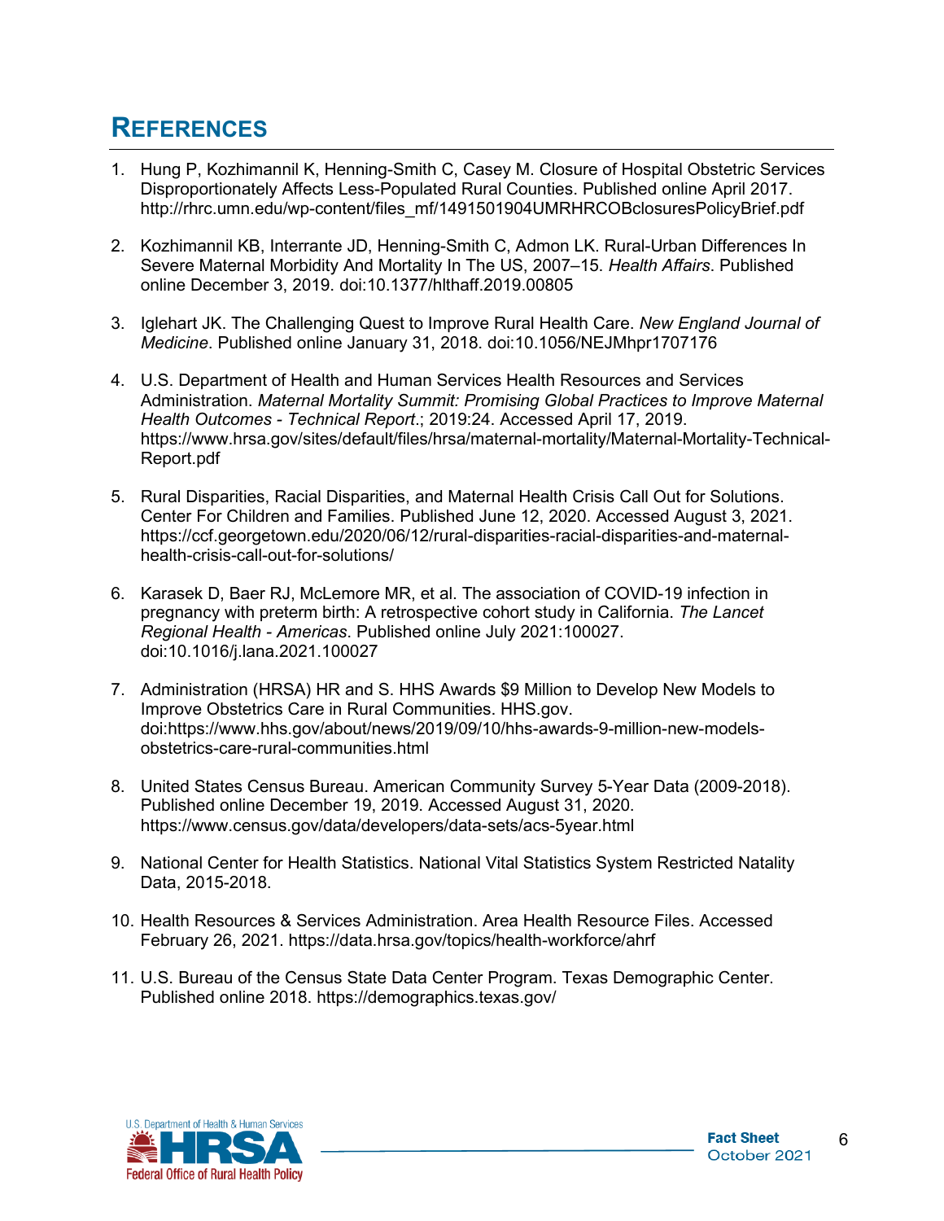## REFERENCES

1. Hung P, Kozhimannil K, Henning-Smith C, Casey M. Closure of Hospital Obstetric Services Disproportionately Affects Less-Populated Rural Counties. Published online April 2017. http://rhrc.umn.edu/wp-content/files_mf/1491501904UMRHRCOBclosuresPolicyBrief.pdf

2. Kozhimannil KB, Interrante JD, Henning-Smith C, Admon LK. Rural-Urban Differences In Severe Maternal Morbidity And Mortality In The US, 2007–15. *Health Affairs*. Published online December 3, 2019. doi:10.1377/hlthaff.2019.00805

3. Iglehart JK. The Challenging Quest to Improve Rural Health Care. *New England Journal of Medicine*. Published online January 31, 2018. doi:10.1056/NEJMhpr1707176

4. U.S. Department of Health and Human Services Health Resources and Services Administration. *Maternal Mortality Summit: Promising Global Practices to Improve Maternal Health Outcomes - Technical Report*.; 2019:24. Accessed April 17, 2019. https://www.hrsa.gov/sites/default/files/hrsa/maternal-mortality/Maternal-Mortality-Technical-Report.pdf

5. Rural Disparities, Racial Disparities, and Maternal Health Crisis Call Out for Solutions. Center For Children and Families. Published June 12, 2020. Accessed August 3, 2021. https://ccf.georgetown.edu/2020/06/12/rural-disparities-racial-disparities-and-maternal-health-crisis-call-out-for-solutions/

6. Karasek D, Baer RJ, McLemore MR, et al. The association of COVID-19 infection in pregnancy with preterm birth: A retrospective cohort study in California. *The Lancet Regional Health - Americas*. Published online July 2021:100027. doi:10.1016/j.lana.2021.100027

7. Administration (HRSA) HR and S. HHS Awards $9 Million to Develop New Models to Improve Obstetrics Care in Rural Communities. HHS.gov. doi:https://www.hhs.gov/about/news/2019/09/10/hhs-awards-9-million-new-models-obstetrics-care-rural-communities.html

8. United States Census Bureau. American Community Survey 5-Year Data (2009-2018). Published online December 19, 2019. Accessed August 31, 2020. https://www.census.gov/data/developers/data-sets/acs-5year.html

9. National Center for Health Statistics. National Vital Statistics System Restricted Natality Data, 2015-2018.

10. Health Resources & Services Administration. Area Health Resource Files. Accessed February 26, 2021. https://data.hrsa.gov/topics/health-workforce/ahrf

11. U.S. Bureau of the Census State Data Center Program. Texas Demographic Center. Published online 2018. https://demographics.texas.gov/